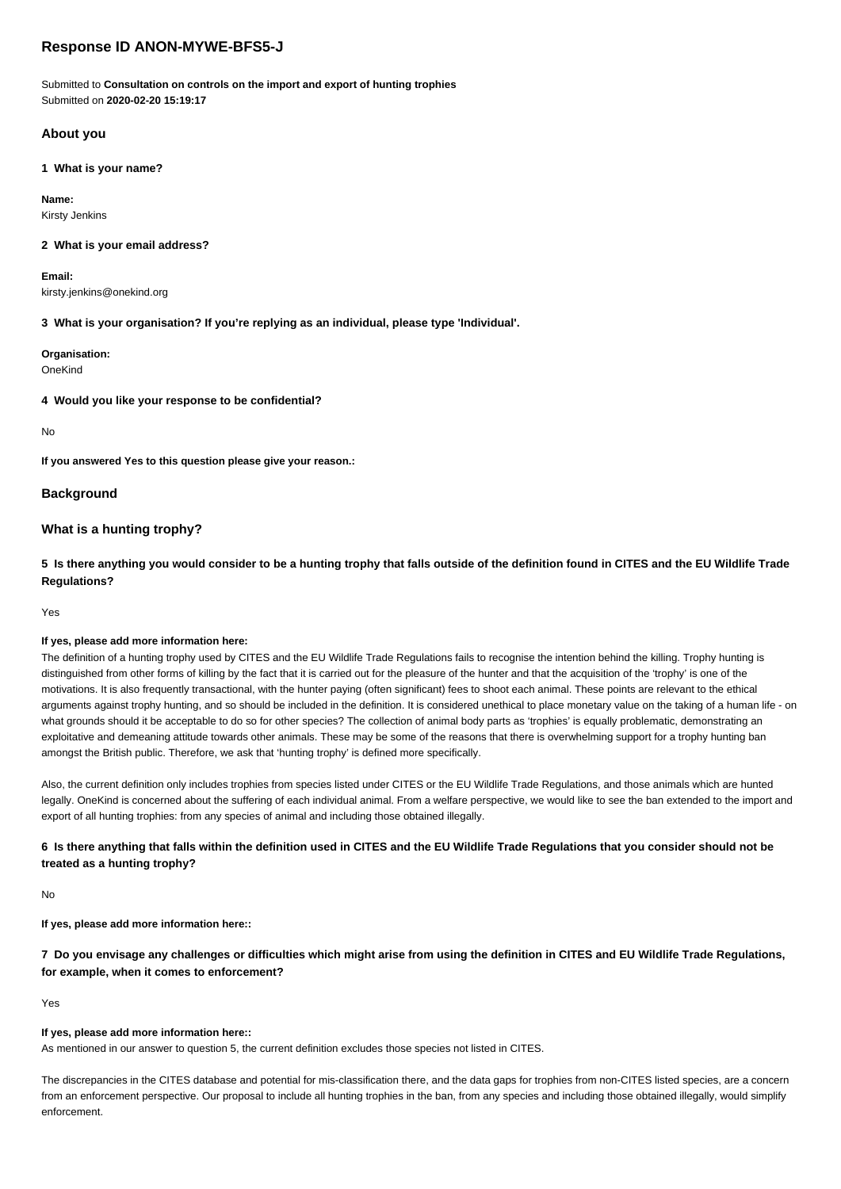# Response ID ANON-MYWE-BFS5-J

Submitted to **Consultation on controls on the import and export of hunting trophies**
Submitted on **2020-02-20 15:19:17**

## About you

**1 What is your name?**

**Name:**
Kirsty Jenkins

**2 What is your email address?**

**Email:**
kirsty.jenkins@onekind.org

**3 What is your organisation? If you're replying as an individual, please type 'Individual'.**

**Organisation:**
OneKind

**4 Would you like your response to be confidential?**

No

**If you answered Yes to this question please give your reason.:**

## Background

## What is a hunting trophy?

**5 Is there anything you would consider to be a hunting trophy that falls outside of the definition found in CITES and the EU Wildlife Trade Regulations?**

Yes

**If yes, please add more information here:**

The definition of a hunting trophy used by CITES and the EU Wildlife Trade Regulations fails to recognise the intention behind the killing. Trophy hunting is distinguished from other forms of killing by the fact that it is carried out for the pleasure of the hunter and that the acquisition of the 'trophy' is one of the motivations. It is also frequently transactional, with the hunter paying (often significant) fees to shoot each animal. These points are relevant to the ethical arguments against trophy hunting, and so should be included in the definition. It is considered unethical to place monetary value on the taking of a human life - on what grounds should it be acceptable to do so for other species? The collection of animal body parts as 'trophies' is equally problematic, demonstrating an exploitative and demeaning attitude towards other animals. These may be some of the reasons that there is overwhelming support for a trophy hunting ban amongst the British public. Therefore, we ask that 'hunting trophy' is defined more specifically.

Also, the current definition only includes trophies from species listed under CITES or the EU Wildlife Trade Regulations, and those animals which are hunted legally. OneKind is concerned about the suffering of each individual animal. From a welfare perspective, we would like to see the ban extended to the import and export of all hunting trophies: from any species of animal and including those obtained illegally.

**6 Is there anything that falls within the definition used in CITES and the EU Wildlife Trade Regulations that you consider should not be treated as a hunting trophy?**

No

**If yes, please add more information here::**

**7 Do you envisage any challenges or difficulties which might arise from using the definition in CITES and EU Wildlife Trade Regulations, for example, when it comes to enforcement?**

Yes

**If yes, please add more information here::**

As mentioned in our answer to question 5, the current definition excludes those species not listed in CITES.

The discrepancies in the CITES database and potential for mis-classification there, and the data gaps for trophies from non-CITES listed species, are a concern from an enforcement perspective. Our proposal to include all hunting trophies in the ban, from any species and including those obtained illegally, would simplify enforcement.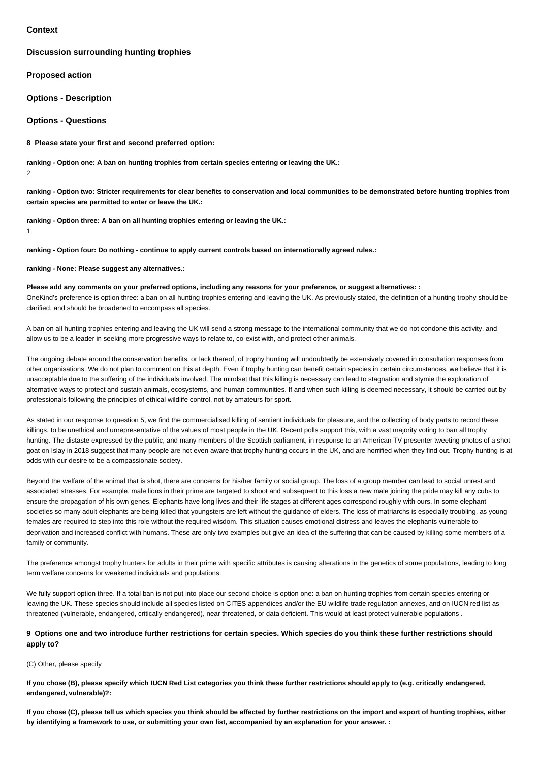**Context**

**Discussion surrounding hunting trophies**

**Proposed action**

**Options - Description**

**Options - Questions**

**8 Please state your first and second preferred option:**

**ranking - Option one: A ban on hunting trophies from certain species entering or leaving the UK.:**
2

**ranking - Option two: Stricter requirements for clear benefits to conservation and local communities to be demonstrated before hunting trophies from certain species are permitted to enter or leave the UK.:**

**ranking - Option three: A ban on all hunting trophies entering or leaving the UK.:**
1

**ranking - Option four: Do nothing - continue to apply current controls based on internationally agreed rules.:**

**ranking - None: Please suggest any alternatives.:**

**Please add any comments on your preferred options, including any reasons for your preference, or suggest alternatives: :**
OneKind's preference is option three: a ban on all hunting trophies entering and leaving the UK. As previously stated, the definition of a hunting trophy should be clarified, and should be broadened to encompass all species.

A ban on all hunting trophies entering and leaving the UK will send a strong message to the international community that we do not condone this activity, and allow us to be a leader in seeking more progressive ways to relate to, co-exist with, and protect other animals.

The ongoing debate around the conservation benefits, or lack thereof, of trophy hunting will undoubtedly be extensively covered in consultation responses from other organisations. We do not plan to comment on this at depth. Even if trophy hunting can benefit certain species in certain circumstances, we believe that it is unacceptable due to the suffering of the individuals involved. The mindset that this killing is necessary can lead to stagnation and stymie the exploration of alternative ways to protect and sustain animals, ecosystems, and human communities. If and when such killing is deemed necessary, it should be carried out by professionals following the principles of ethical wildlife control, not by amateurs for sport.

As stated in our response to question 5, we find the commercialised killing of sentient individuals for pleasure, and the collecting of body parts to record these killings, to be unethical and unrepresentative of the values of most people in the UK. Recent polls support this, with a vast majority voting to ban all trophy hunting. The distaste expressed by the public, and many members of the Scottish parliament, in response to an American TV presenter tweeting photos of a shot goat on Islay in 2018 suggest that many people are not even aware that trophy hunting occurs in the UK, and are horrified when they find out. Trophy hunting is at odds with our desire to be a compassionate society.

Beyond the welfare of the animal that is shot, there are concerns for his/her family or social group. The loss of a group member can lead to social unrest and associated stresses. For example, male lions in their prime are targeted to shoot and subsequent to this loss a new male joining the pride may kill any cubs to ensure the propagation of his own genes. Elephants have long lives and their life stages at different ages correspond roughly with ours. In some elephant societies so many adult elephants are being killed that youngsters are left without the guidance of elders. The loss of matriarchs is especially troubling, as young females are required to step into this role without the required wisdom. This situation causes emotional distress and leaves the elephants vulnerable to deprivation and increased conflict with humans. These are only two examples but give an idea of the suffering that can be caused by killing some members of a family or community.

The preference amongst trophy hunters for adults in their prime with specific attributes is causing alterations in the genetics of some populations, leading to long term welfare concerns for weakened individuals and populations.

We fully support option three. If a total ban is not put into place our second choice is option one: a ban on hunting trophies from certain species entering or leaving the UK. These species should include all species listed on CITES appendices and/or the EU wildlife trade regulation annexes, and on IUCN red list as threatened (vulnerable, endangered, critically endangered), near threatened, or data deficient. This would at least protect vulnerable populations .

**9 Options one and two introduce further restrictions for certain species. Which species do you think these further restrictions should apply to?**

(C) Other, please specify

**If you chose (B), please specify which IUCN Red List categories you think these further restrictions should apply to (e.g. critically endangered, endangered, vulnerable)?:**

**If you chose (C), please tell us which species you think should be affected by further restrictions on the import and export of hunting trophies, either by identifying a framework to use, or submitting your own list, accompanied by an explanation for your answer. :**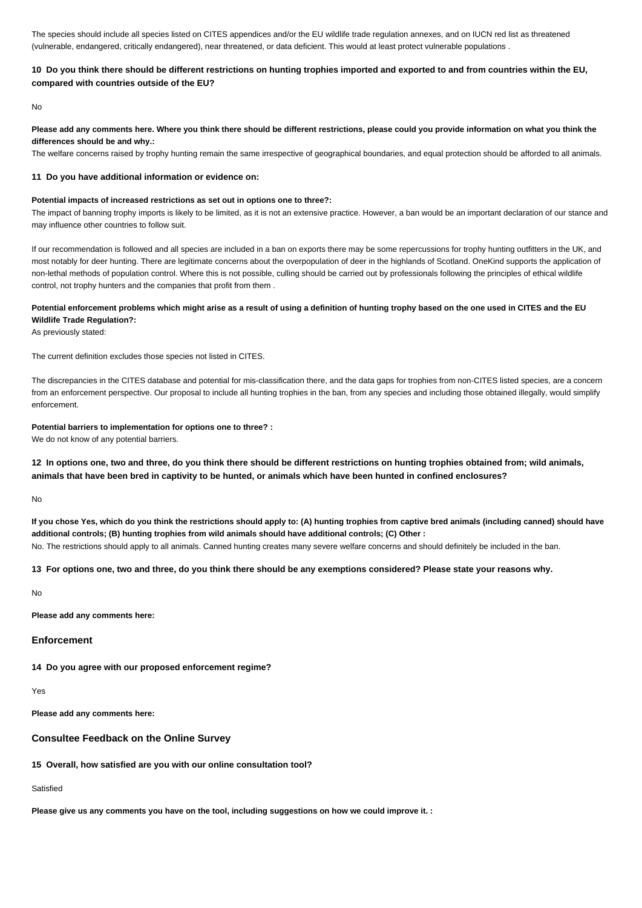The species should include all species listed on CITES appendices and/or the EU wildlife trade regulation annexes, and on IUCN red list as threatened (vulnerable, endangered, critically endangered), near threatened, or data deficient. This would at least protect vulnerable populations .

**10 Do you think there should be different restrictions on hunting trophies imported and exported to and from countries within the EU, compared with countries outside of the EU?**

No

**Please add any comments here. Where you think there should be different restrictions, please could you provide information on what you think the differences should be and why.:**

The welfare concerns raised by trophy hunting remain the same irrespective of geographical boundaries, and equal protection should be afforded to all animals.

**11 Do you have additional information or evidence on:**

**Potential impacts of increased restrictions as set out in options one to three?:**

The impact of banning trophy imports is likely to be limited, as it is not an extensive practice. However, a ban would be an important declaration of our stance and may influence other countries to follow suit.

If our recommendation is followed and all species are included in a ban on exports there may be some repercussions for trophy hunting outfitters in the UK, and most notably for deer hunting. There are legitimate concerns about the overpopulation of deer in the highlands of Scotland. OneKind supports the application of non-lethal methods of population control. Where this is not possible, culling should be carried out by professionals following the principles of ethical wildlife control, not trophy hunters and the companies that profit from them .

**Potential enforcement problems which might arise as a result of using a definition of hunting trophy based on the one used in CITES and the EU Wildlife Trade Regulation?:**

As previously stated:

The current definition excludes those species not listed in CITES.

The discrepancies in the CITES database and potential for mis-classification there, and the data gaps for trophies from non-CITES listed species, are a concern from an enforcement perspective. Our proposal to include all hunting trophies in the ban, from any species and including those obtained illegally, would simplify enforcement.

**Potential barriers to implementation for options one to three? :**

We do not know of any potential barriers.

**12 In options one, two and three, do you think there should be different restrictions on hunting trophies obtained from; wild animals, animals that have been bred in captivity to be hunted, or animals which have been hunted in confined enclosures?**

No

**If you chose Yes, which do you think the restrictions should apply to: (A) hunting trophies from captive bred animals (including canned) should have additional controls; (B) hunting trophies from wild animals should have additional controls; (C) Other :**

No. The restrictions should apply to all animals. Canned hunting creates many severe welfare concerns and should definitely be included in the ban.

**13 For options one, two and three, do you think there should be any exemptions considered? Please state your reasons why.**

No

**Please add any comments here:**

### Enforcement

**14 Do you agree with our proposed enforcement regime?**

Yes

**Please add any comments here:**

### Consultee Feedback on the Online Survey

**15 Overall, how satisfied are you with our online consultation tool?**

Satisfied

**Please give us any comments you have on the tool, including suggestions on how we could improve it. :**